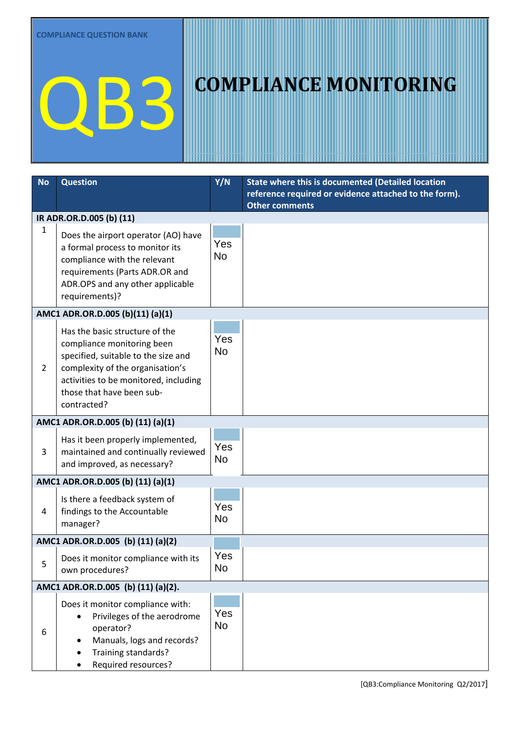COMPLIANCE QUESTION BANK

# QB3

# COMPLIANCE MONITORING

| No | Question | Y/N | State where this is documented (Detailed location reference required or evidence attached to the form). Other comments |
|---|---|---|---|
| **IR ADR.OR.D.005 (b) (11)** | | | |
| 1 | Does the airport operator (AO) have a formal process to monitor its compliance with the relevant requirements (Parts ADR.OR and ADR.OPS and any other applicable requirements)? | Yes No | |
| **AMC1 ADR.OR.D.005 (b)(11) (a)(1)** | | | |
| 2 | Has the basic structure of the compliance monitoring been specified, suitable to the size and complexity of the organisation's activities to be monitored, including those that have been sub-contracted? | Yes No | |
| **AMC1 ADR.OR.D.005 (b) (11) (a)(1)** | | | |
| 3 | Has it been properly implemented, maintained and continually reviewed and improved, as necessary? | Yes No | |
| **AMC1 ADR.OR.D.005 (b) (11) (a)(1)** | | | |
| 4 | Is there a feedback system of findings to the Accountable manager? | Yes No | |
| **AMC1 ADR.OR.D.005 (b) (11) (a)(2)** | | | |
| 5 | Does it monitor compliance with its own procedures? | Yes No | |
| **AMC1 ADR.OR.D.005 (b) (11) (a)(2).** | | | |
| 6 | Does it monitor compliance with:<br>• Privileges of the aerodrome operator?<br>• Manuals, logs and records?<br>• Training standards?<br>• Required resources? | Yes No | |

[QB3:Compliance Monitoring Q2/2017]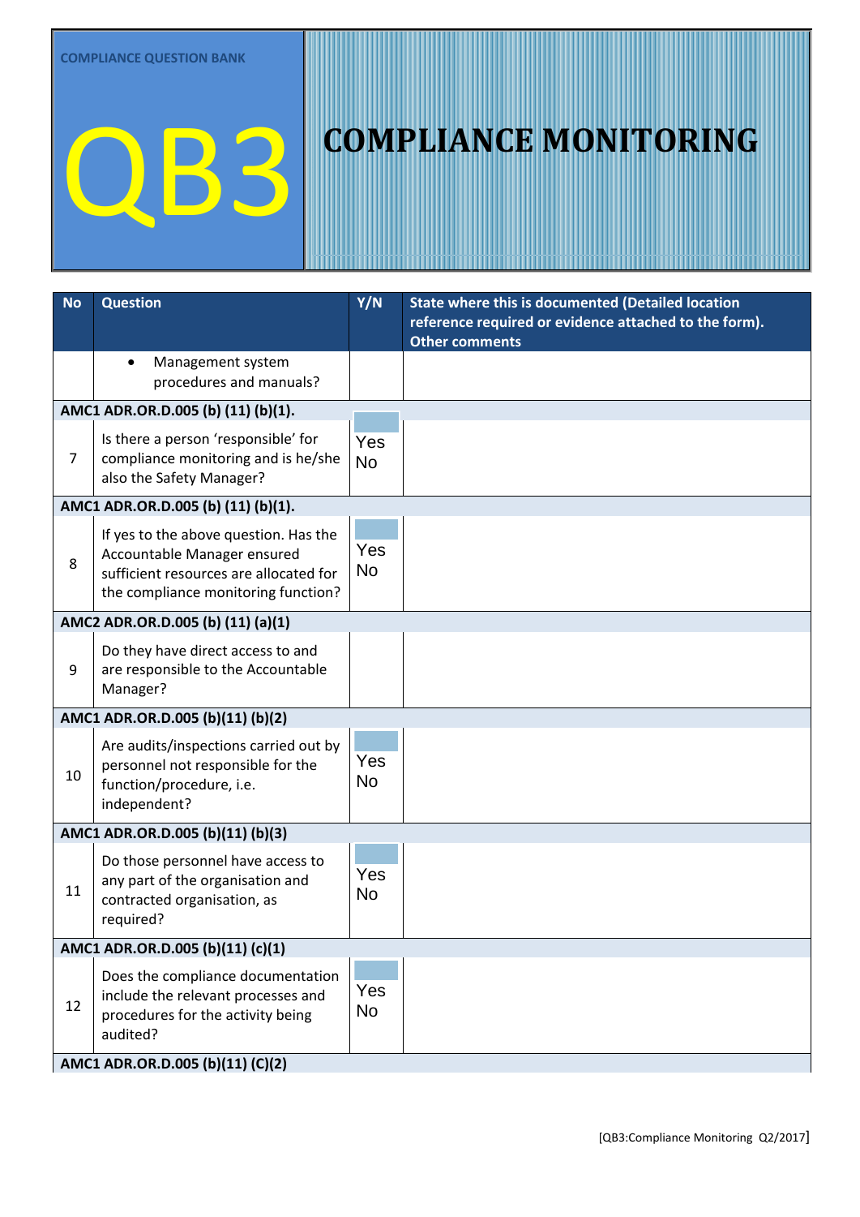COMPLIANCE QUESTION BANK

# QB3

# COMPLIANCE MONITORING

| No | Question | Y/N | State where this is documented (Detailed location reference required or evidence attached to the form). Other comments |
|---|---|---|---|
| | • Management system procedures and manuals? | | |
| **AMC1 ADR.OR.D.005 (b) (11) (b)(1).** | | | |
| 7 | Is there a person 'responsible' for compliance monitoring and is he/she also the Safety Manager? | Yes No | |
| **AMC1 ADR.OR.D.005 (b) (11) (b)(1).** | | | |
| 8 | If yes to the above question. Has the Accountable Manager ensured sufficient resources are allocated for the compliance monitoring function? | Yes No | |
| **AMC2 ADR.OR.D.005 (b) (11) (a)(1)** | | | |
| 9 | Do they have direct access to and are responsible to the Accountable Manager? | | |
| **AMC1 ADR.OR.D.005 (b)(11) (b)(2)** | | | |
| 10 | Are audits/inspections carried out by personnel not responsible for the function/procedure, i.e. independent? | Yes No | |
| **AMC1 ADR.OR.D.005 (b)(11) (b)(3)** | | | |
| 11 | Do those personnel have access to any part of the organisation and contracted organisation, as required? | Yes No | |
| **AMC1 ADR.OR.D.005 (b)(11) (c)(1)** | | | |
| 12 | Does the compliance documentation include the relevant processes and procedures for the activity being audited? | Yes No | |
| **AMC1 ADR.OR.D.005 (b)(11) (C)(2)** | | | |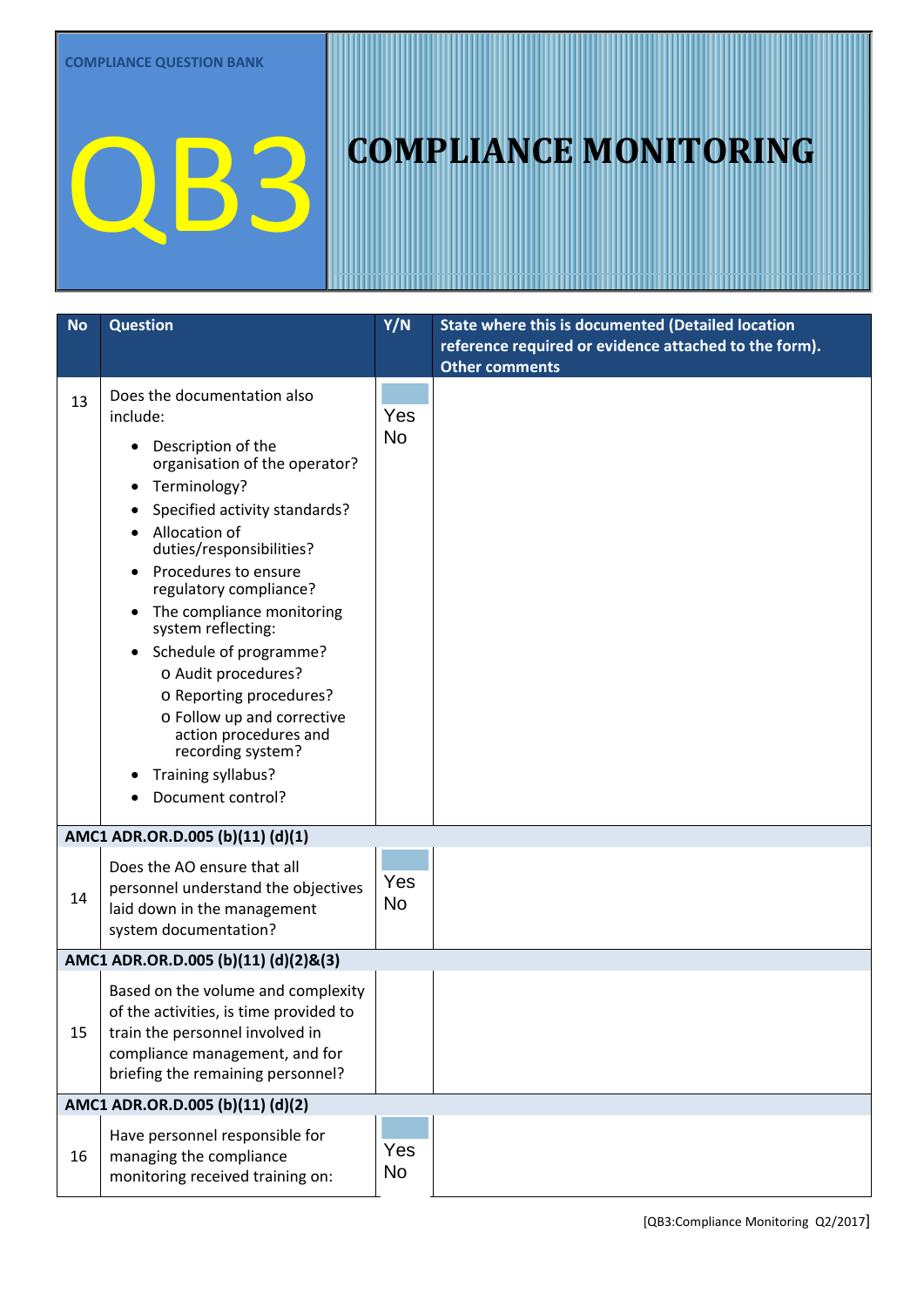COMPLIANCE QUESTION BANK

# QB3 COMPLIANCE MONITORING

| No | Question | Y/N | State where this is documented (Detailed location reference required or evidence attached to the form). Other comments |
|---|---|---|---|
| 13 | Does the documentation also include:<br>• Description of the organisation of the operator?<br>• Terminology?<br>• Specified activity standards?<br>• Allocation of duties/responsibilities?<br>• Procedures to ensure regulatory compliance?<br>• The compliance monitoring system reflecting:<br>• Schedule of programme?<br>o Audit procedures?<br>o Reporting procedures?<br>o Follow up and corrective action procedures and recording system?<br>• Training syllabus?<br>• Document control? | Yes<br>No | |
| **AMC1 ADR.OR.D.005 (b)(11) (d)(1)** | | | |
| 14 | Does the AO ensure that all personnel understand the objectives laid down in the management system documentation? | Yes<br>No | |
| **AMC1 ADR.OR.D.005 (b)(11) (d)(2)&(3)** | | | |
| 15 | Based on the volume and complexity of the activities, is time provided to train the personnel involved in compliance management, and for briefing the remaining personnel? | | |
| **AMC1 ADR.OR.D.005 (b)(11) (d)(2)** | | | |
| 16 | Have personnel responsible for managing the compliance monitoring received training on: | Yes<br>No | |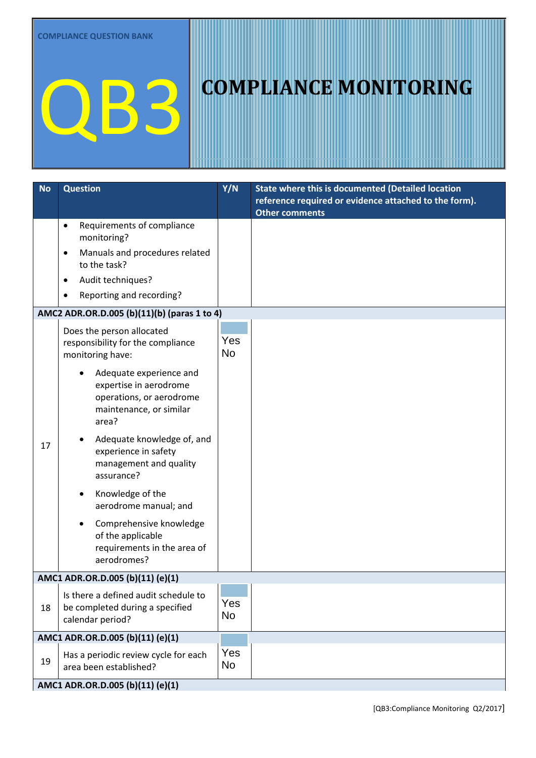COMPLIANCE QUESTION BANK

# QB3 COMPLIANCE MONITORING

| No | Question | Y/N | State where this is documented (Detailed location reference required or evidence attached to the form). Other comments |
|---|---|---|---|
| | • Requirements of compliance monitoring?<br>• Manuals and procedures related to the task?<br>• Audit techniques?<br>• Reporting and recording? | | |
| **AMC2 ADR.OR.D.005 (b)(11)(b) (paras 1 to 4)** | | | |
| 17 | Does the person allocated responsibility for the compliance monitoring have:<br>• Adequate experience and expertise in aerodrome operations, or aerodrome maintenance, or similar area?<br>• Adequate knowledge of, and experience in safety management and quality assurance?<br>• Knowledge of the aerodrome manual; and<br>• Comprehensive knowledge of the applicable requirements in the area of aerodromes? | Yes<br>No | |
| **AMC1 ADR.OR.D.005 (b)(11) (e)(1)** | | | |
| 18 | Is there a defined audit schedule to be completed during a specified calendar period? | Yes<br>No | |
| **AMC1 ADR.OR.D.005 (b)(11) (e)(1)** | | | |
| 19 | Has a periodic review cycle for each area been established? | Yes<br>No | |
| **AMC1 ADR.OR.D.005 (b)(11) (e)(1)** | | | |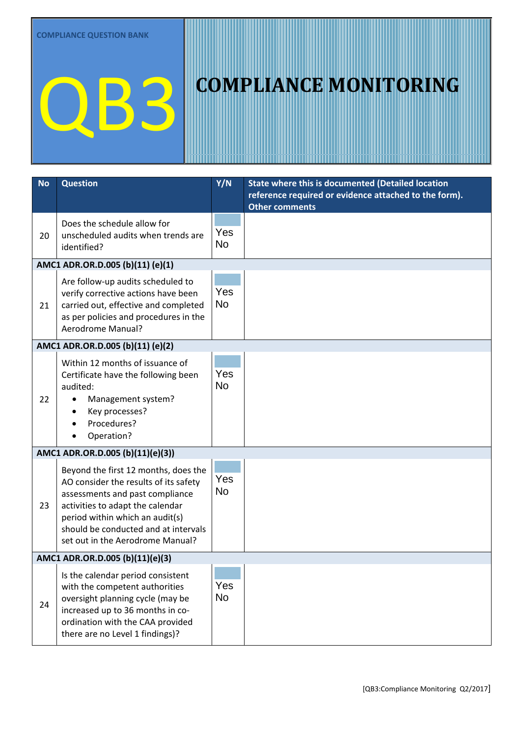COMPLIANCE QUESTION BANK

# QB3 COMPLIANCE MONITORING

| No | Question | Y/N | State where this is documented (Detailed location reference required or evidence attached to the form). Other comments |
|---|---|---|---|
| 20 | Does the schedule allow for unscheduled audits when trends are identified? | Yes No | |
| **AMC1 ADR.OR.D.005 (b)(11) (e)(1)** | | | |
| 21 | Are follow-up audits scheduled to verify corrective actions have been carried out, effective and completed as per policies and procedures in the Aerodrome Manual? | Yes No | |
| **AMC1 ADR.OR.D.005 (b)(11) (e)(2)** | | | |
| 22 | Within 12 months of issuance of Certificate have the following been audited:<br>• Management system?<br>• Key processes?<br>• Procedures?<br>• Operation? | Yes No | |
| **AMC1 ADR.OR.D.005 (b)(11)(e)(3))** | | | |
| 23 | Beyond the first 12 months, does the AO consider the results of its safety assessments and past compliance activities to adapt the calendar period within which an audit(s) should be conducted and at intervals set out in the Aerodrome Manual? | Yes No | |
| **AMC1 ADR.OR.D.005 (b)(11)(e)(3)** | | | |
| 24 | Is the calendar period consistent with the competent authorities oversight planning cycle (may be increased up to 36 months in co-ordination with the CAA provided there are no Level 1 findings)? | Yes No | |

[QB3:Compliance Monitoring Q2/2017]